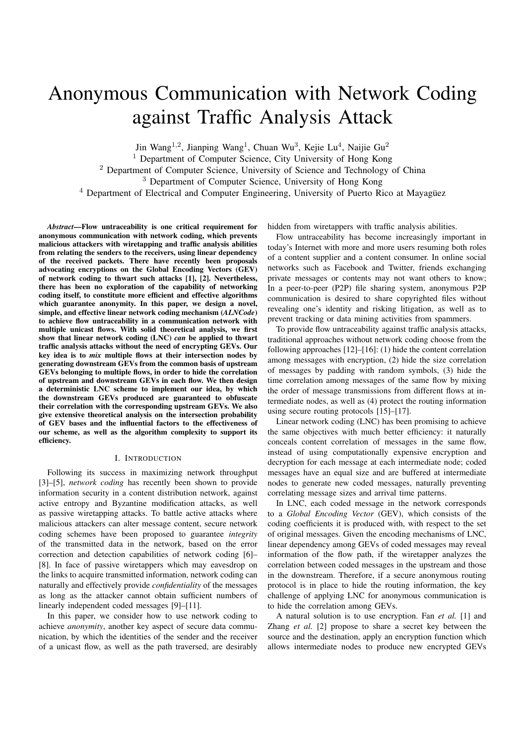# Anonymous Communication with Network Coding against Traffic Analysis Attack

Jin Wang[1,2], Jianping Wang[1], Chuan Wu[3], Kejie Lu[4], Naijie Gu[2]

[1] Department of Computer Science, City University of Hong Kong

[2] Department of Computer Science, University of Science and Technology of China

[3] Department of Computer Science, University of Hong Kong

[4] Department of Electrical and Computer Engineering, University of Puerto Rico at Mayagüez

***Abstract*—Flow untraceability is one critical requirement for anonymous communication with network coding, which prevents malicious attackers with wiretapping and traffic analysis abilities from relating the senders to the receivers, using linear dependency of the received packets. There have recently been proposals advocating encryptions on the Global Encoding Vectors (GEV) of network coding to thwart such attacks [1], [2]. Nevertheless, there has been no exploration of the capability of networking coding itself, to constitute more efficient and effective algorithms which guarantee anonymity. In this paper, we design a novel, simple, and effective linear network coding mechanism (*ALNCode*) to achieve flow untraceability in a communication network with multiple unicast flows. With solid theoretical analysis, we first show that linear network coding (LNC) *can* be applied to thwart traffic analysis attacks without the need of encrypting GEVs. Our key idea is to *mix* multiple flows at their intersection nodes by generating downstream GEVs from the common basis of upstream GEVs belonging to multiple flows, in order to hide the correlation of upstream and downstream GEVs in each flow. We then design a deterministic LNC scheme to implement our idea, by which the downstream GEVs produced are guaranteed to obfuscate their correlation with the corresponding upstream GEVs. We also give extensive theoretical analysis on the intersection probability of GEV bases and the influential factors to the effectiveness of our scheme, as well as the algorithm complexity to support its efficiency.**

## I. Introduction

Following its success in maximizing network throughput [3]–[5], *network coding* has recently been shown to provide information security in a content distribution network, against active entropy and Byzantine modification attacks, as well as passive wiretapping attacks. To battle active attacks where malicious attackers can alter message content, secure network coding schemes have been proposed to guarantee *integrity* of the transmitted data in the network, based on the error correction and detection capabilities of network coding [6]–[8]. In face of passive wiretappers which may eavesdrop on the links to acquire transmitted information, network coding can naturally and effectively provide *confidentiality* of the messages as long as the attacker cannot obtain sufficient numbers of linearly independent coded messages [9]–[11].

In this paper, we consider how to use network coding to achieve *anonymity*, another key aspect of secure data communication, by which the identities of the sender and the receiver of a unicast flow, as well as the path traversed, are desirably hidden from wiretappers with traffic analysis abilities.

Flow untraceability has become increasingly important in today's Internet with more and more users resuming both roles of a content supplier and a content consumer. In online social networks such as Facebook and Twitter, friends exchanging private messages or contents may not want others to know; In a peer-to-peer (P2P) file sharing system, anonymous P2P communication is desired to share copyrighted files without revealing one's identity and risking litigation, as well as to prevent tracking or data mining activities from spammers.

To provide flow untraceability against traffic analysis attacks, traditional approaches without network coding choose from the following approaches [12]–[16]: (1) hide the content correlation among messages with encryption, (2) hide the size correlation of messages by padding with random symbols, (3) hide the time correlation among messages of the same flow by mixing the order of message transmissions from different flows at intermediate nodes, as well as (4) protect the routing information using secure routing protocols [15]–[17].

Linear network coding (LNC) has been promising to achieve the same objectives with much better efficiency: it naturally conceals content correlation of messages in the same flow, instead of using computationally expensive encryption and decryption for each message at each intermediate node; coded messages have an equal size and are buffered at intermediate nodes to generate new coded messages, naturally preventing correlating message sizes and arrival time patterns.

In LNC, each coded message in the network corresponds to a *Global Encoding Vector* (GEV), which consists of the coding coefficients it is produced with, with respect to the set of original messages. Given the encoding mechanisms of LNC, linear dependency among GEVs of coded messages may reveal information of the flow path, if the wiretapper analyzes the correlation between coded messages in the upstream and those in the downstream. Therefore, if a secure anonymous routing protocol is in place to hide the routing information, the key challenge of applying LNC for anonymous communication is to hide the correlation among GEVs.

A natural solution is to use encryption. Fan *et al.* [1] and Zhang *et al.* [2] propose to share a secret key between the source and the destination, apply an encryption function which allows intermediate nodes to produce new encrypted GEVs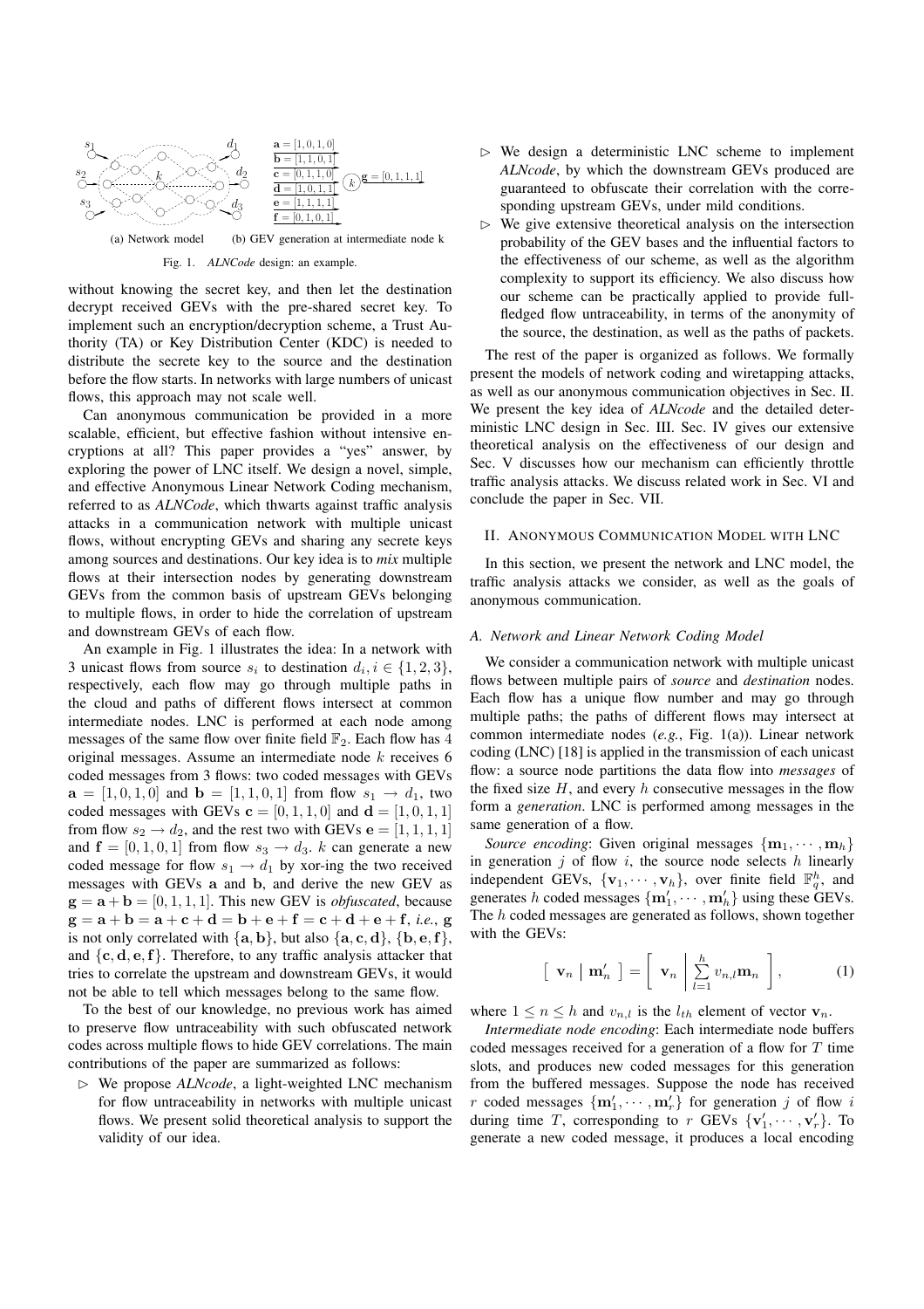$s_1$ $d_1$ $s_2$ $k$ $d_2$ $s_3$ $d_3$

$\mathbf{a}=[1,0,1,0]$
$\mathbf{b}=[1,1,0,1]$
$\mathbf{c}=[0,1,1,0]$
$\mathbf{d}=[1,0,1,1]$
$\mathbf{e}=[1,1,1,1]$
$\mathbf{f}=[0,1,0,1]$
$k$ $\mathbf{g}=[0,1,1,1]$

(a) Network model (b) GEV generation at intermediate node k

Fig. 1. *ALNCode* design: an example.

without knowing the secret key, and then let the destination decrypt received GEVs with the pre-shared secret key. To implement such an encryption/decryption scheme, a Trust Authority (TA) or Key Distribution Center (KDC) is needed to distribute the secrete key to the source and the destination before the flow starts. In networks with large numbers of unicast flows, this approach may not scale well.

Can anonymous communication be provided in a more scalable, efficient, but effective fashion without intensive encryptions at all? This paper provides a "yes" answer, by exploring the power of LNC itself. We design a novel, simple, and effective Anonymous Linear Network Coding mechanism, referred to as *ALNCode*, which thwarts against traffic analysis attacks in a communication network with multiple unicast flows, without encrypting GEVs and sharing any secrete keys among sources and destinations. Our key idea is to *mix* multiple flows at their intersection nodes by generating downstream GEVs from the common basis of upstream GEVs belonging to multiple flows, in order to hide the correlation of upstream and downstream GEVs of each flow.

An example in Fig. 1 illustrates the idea: In a network with 3 unicast flows from source $s_i$ to destination $d_i, i \in \{1, 2, 3\}$, respectively, each flow may go through multiple paths in the cloud and paths of different flows intersect at common intermediate nodes. LNC is performed at each node among messages of the same flow over finite field $\mathbb{F}_2$. Each flow has 4 original messages. Assume an intermediate node $k$ receives 6 coded messages from 3 flows: two coded messages with GEVs $\mathbf{a} = [1, 0, 1, 0]$ and $\mathbf{b} = [1, 1, 0, 1]$ from flow $s_1 \to d_1$, two coded messages with GEVs $\mathbf{c} = [0, 1, 1, 0]$ and $\mathbf{d} = [1, 0, 1, 1]$ from flow $s_2 \to d_2$, and the rest two with GEVs $\mathbf{e} = [1, 1, 1, 1]$ and $\mathbf{f} = [0, 1, 0, 1]$ from flow $s_3 \to d_3$. $k$ can generate a new coded message for flow $s_1 \to d_1$ by xor-ing the two received messages with GEVs $\mathbf{a}$ and $\mathbf{b}$, and derive the new GEV as $\mathbf{g} = \mathbf{a} + \mathbf{b} = [0, 1, 1, 1]$. This new GEV is *obfuscated*, because $\mathbf{g} = \mathbf{a} + \mathbf{b} = \mathbf{a} + \mathbf{c} + \mathbf{d} = \mathbf{b} + \mathbf{e} + \mathbf{f} = \mathbf{c} + \mathbf{d} + \mathbf{e} + \mathbf{f}$, *i.e.*, $\mathbf{g}$ is not only correlated with $\{\mathbf{a}, \mathbf{b}\}$, but also $\{\mathbf{a}, \mathbf{c}, \mathbf{d}\}$, $\{\mathbf{b}, \mathbf{e}, \mathbf{f}\}$, and $\{\mathbf{c}, \mathbf{d}, \mathbf{e}, \mathbf{f}\}$. Therefore, to any traffic analysis attacker that tries to correlate the upstream and downstream GEVs, it would not be able to tell which messages belong to the same flow.

To the best of our knowledge, no previous work has aimed to preserve flow untraceability with such obfuscated network codes across multiple flows to hide GEV correlations. The main contributions of the paper are summarized as follows:

- ▷ We propose *ALNcode*, a light-weighted LNC mechanism for flow untraceability in networks with multiple unicast flows. We present solid theoretical analysis to support the validity of our idea.
- ▷ We design a deterministic LNC scheme to implement *ALNcode*, by which the downstream GEVs produced are guaranteed to obfuscate their correlation with the corresponding upstream GEVs, under mild conditions.
- ▷ We give extensive theoretical analysis on the intersection probability of the GEV bases and the influential factors to the effectiveness of our scheme, as well as the algorithm complexity to support its efficiency. We also discuss how our scheme can be practically applied to provide full-fledged flow untraceability, in terms of the anonymity of the source, the destination, as well as the paths of packets.

The rest of the paper is organized as follows. We formally present the models of network coding and wiretapping attacks, as well as our anonymous communication objectives in Sec. II. We present the key idea of *ALNcode* and the detailed deterministic LNC design in Sec. III. Sec. IV gives our extensive theoretical analysis on the effectiveness of our design and Sec. V discusses how our mechanism can efficiently throttle traffic analysis attacks. We discuss related work in Sec. VI and conclude the paper in Sec. VII.

## II. Anonymous Communication Model with LNC

In this section, we present the network and LNC model, the traffic analysis attacks we consider, as well as the goals of anonymous communication.

### A. Network and Linear Network Coding Model

We consider a communication network with multiple unicast flows between multiple pairs of *source* and *destination* nodes. Each flow has a unique flow number and may go through multiple paths; the paths of different flows may intersect at common intermediate nodes (*e.g.*, Fig. 1(a)). Linear network coding (LNC) [18] is applied in the transmission of each unicast flow: a source node partitions the data flow into *messages* of the fixed size $H$, and every $h$ consecutive messages in the flow form a *generation*. LNC is performed among messages in the same generation of a flow.

*Source encoding*: Given original messages $\{\mathbf{m}_1, \cdots, \mathbf{m}_h\}$ in generation $j$ of flow $i$, the source node selects $h$ linearly independent GEVs, $\{\mathbf{v}_1, \cdots, \mathbf{v}_h\}$, over finite field $\mathbb{F}_q^h$, and generates $h$ coded messages $\{\mathbf{m}'_1, \cdots, \mathbf{m}'_h\}$ using these GEVs. The $h$ coded messages are generated as follows, shown together with the GEVs:

$$\left[\begin{array}{c|c} \mathbf{v}_n & \mathbf{m}'_n \end{array}\right] = \left[\begin{array}{c|c} \mathbf{v}_n & \sum_{l=1}^{h} v_{n,l}\mathbf{m}_n \end{array}\right], \tag{1}$$

where $1 \le n \le h$ and $v_{n,l}$ is the $l_{th}$ element of vector $\mathbf{v}_n$.

*Intermediate node encoding*: Each intermediate node buffers coded messages received for a generation of a flow for $T$ time slots, and produces new coded messages for this generation from the buffered messages. Suppose the node has received $r$ coded messages $\{\mathbf{m}'_1, \cdots, \mathbf{m}'_r\}$ for generation $j$ of flow $i$ during time $T$, corresponding to $r$ GEVs $\{\mathbf{v}'_1, \cdots, \mathbf{v}'_r\}$. To generate a new coded message, it produces a local encoding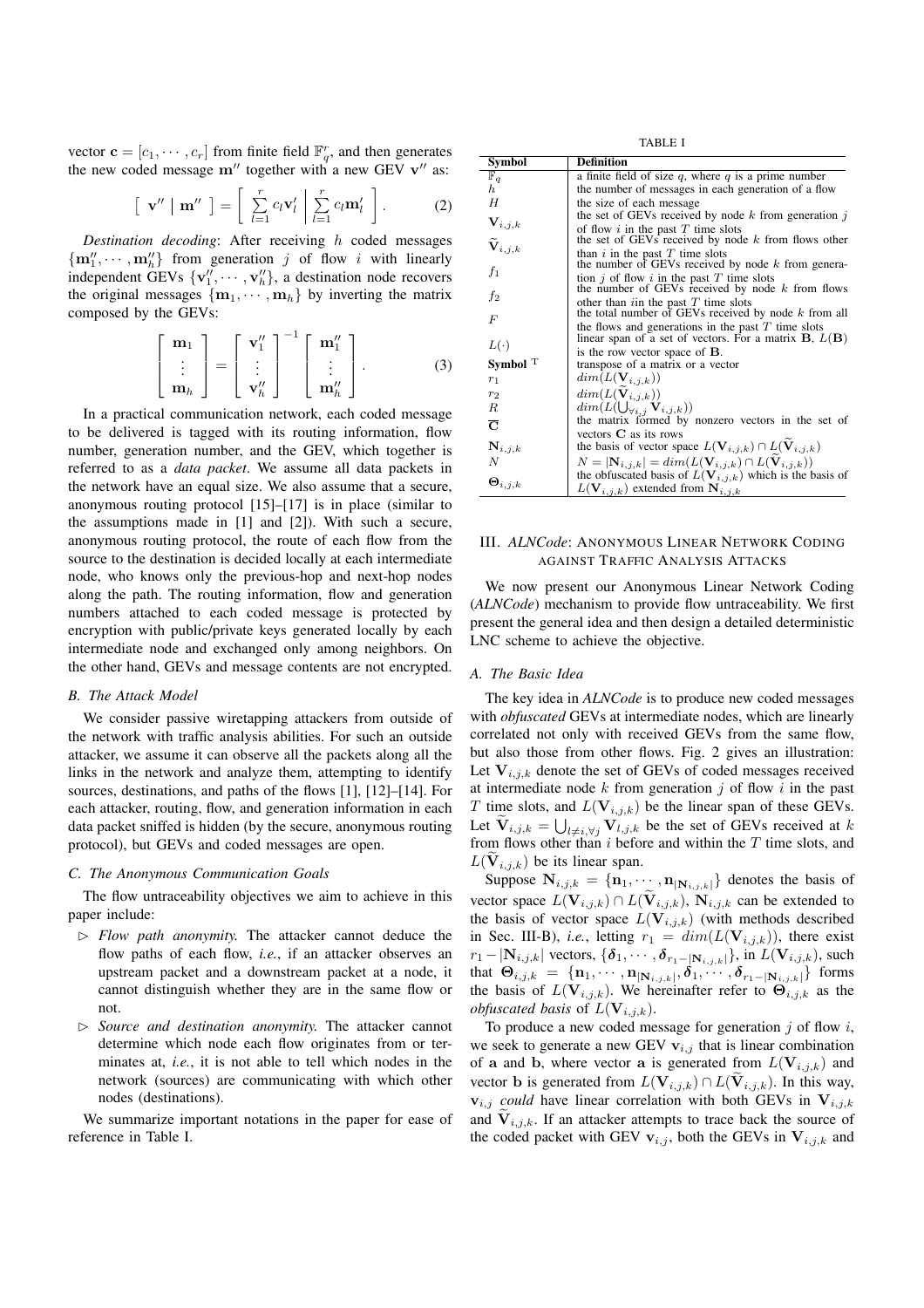vector $\mathbf{c} = [c_1, \cdots, c_r]$ from finite field $\mathbb{F}_q^r$, and then generates the new coded message $\mathbf{m}''$ together with a new GEV $\mathbf{v}''$ as:

$$\left[\begin{array}{c|c} \mathbf{v}'' & \mathbf{m}'' \end{array}\right] = \left[\begin{array}{c|c} \sum_{l=1}^{r} c_l \mathbf{v}'_l & \sum_{l=1}^{r} c_l \mathbf{m}'_l \end{array}\right]. \tag{2}$$

*Destination decoding*: After receiving $h$ coded messages $\{\mathbf{m}''_1, \cdots, \mathbf{m}''_h\}$ from generation $j$ of flow $i$ with linearly independent GEVs $\{\mathbf{v}''_1, \cdots, \mathbf{v}''_h\}$, a destination node recovers the original messages $\{\mathbf{m}_1, \cdots, \mathbf{m}_h\}$ by inverting the matrix composed by the GEVs:

$$\left[\begin{array}{c} \mathbf{m}_1 \\ \vdots \\ \mathbf{m}_h \end{array}\right] = \left[\begin{array}{c} \mathbf{v}''_1 \\ \vdots \\ \mathbf{v}''_h \end{array}\right]^{-1} \left[\begin{array}{c} \mathbf{m}''_1 \\ \vdots \\ \mathbf{m}''_h \end{array}\right]. \tag{3}$$

In a practical communication network, each coded message to be delivered is tagged with its routing information, flow number, generation number, and the GEV, which together is referred to as a *data packet*. We assume all data packets in the network have an equal size. We also assume that a secure, anonymous routing protocol [15]–[17] is in place (similar to the assumptions made in [1] and [2]). With such a secure, anonymous routing protocol, the route of each flow from the source to the destination is decided locally at each intermediate node, who knows only the previous-hop and next-hop nodes along the path. The routing information, flow and generation numbers attached to each coded message is protected by encryption with public/private keys generated locally by each intermediate node and exchanged only among neighbors. On the other hand, GEVs and message contents are not encrypted.

### B. The Attack Model

We consider passive wiretapping attackers from outside of the network with traffic analysis abilities. For such an outside attacker, we assume it can observe all the packets along all the links in the network and analyze them, attempting to identify sources, destinations, and paths of the flows [1], [12]–[14]. For each attacker, routing, flow, and generation information in each data packet sniffed is hidden (by the secure, anonymous routing protocol), but GEVs and coded messages are open.

### C. The Anonymous Communication Goals

The flow untraceability objectives we aim to achieve in this paper include:

- ▷ *Flow path anonymity.* The attacker cannot deduce the flow paths of each flow, *i.e.*, if an attacker observes an upstream packet and a downstream packet at a node, it cannot distinguish whether they are in the same flow or not.
- ▷ *Source and destination anonymity.* The attacker cannot determine which node each flow originates from or terminates at, *i.e.*, it is not able to tell which nodes in the network (sources) are communicating with which other nodes (destinations).

We summarize important notations in the paper for ease of reference in Table I.

TABLE I

| Symbol | Definition |
|---|---|
| $\mathbb{F}_q$ | a finite field of size $q$, where $q$ is a prime number |
| $h$ | the number of messages in each generation of a flow |
| $H$ | the size of each message |
| $\mathbf{V}_{i,j,k}$ | the set of GEVs received by node $k$ from generation $j$ of flow $i$ in the past $T$ time slots |
| $\widetilde{\mathbf{V}}_{i,j,k}$ | the set of GEVs received by node $k$ from flows other than $i$ in the past $T$ time slots |
| $f_1$ | the number of GEVs received by node $k$ from generation $j$ of flow $i$ in the past $T$ time slots |
| $f_2$ | the number of GEVs received by node $k$ from flows other than $i$in the past $T$ time slots |
| $F$ | the total number of GEVs received by node $k$ from all the flows and generations in the past $T$ time slots |
| $L(\cdot)$ | linear span of a set of vectors. For a matrix $\mathbf{B}$, $L(\mathbf{B})$ is the row vector space of $\mathbf{B}$. |
| Symbol $^T$ | transpose of a matrix or a vector |
| $r_1$ | $dim(L(\mathbf{V}_{i,j,k}))$ |
| $r_2$ | $dim(L(\widetilde{\mathbf{V}}_{i,j,k}))$ |
| $R$ | $dim(L(\bigcup_{\forall i,j} \mathbf{V}_{i,j,k}))$ |
| $\overline{\mathbf{C}}$ | the matrix formed by nonzero vectors in the set of vectors $\mathbf{C}$ as its rows |
| $\mathbf{N}_{i,j,k}$ | the basis of vector space $L(\mathbf{V}_{i,j,k}) \cap L(\widetilde{\mathbf{V}}_{i,j,k})$ |
| $N$ | $N = \lvert\mathbf{N}_{i,j,k}\rvert = dim(L(\mathbf{V}_{i,j,k}) \cap L(\widetilde{\mathbf{V}}_{i,j,k}))$ |
| $\mathbf{\Theta}_{i,j,k}$ | the obfuscated basis of $L(\mathbf{V}_{i,j,k})$ which is the basis of $L(\mathbf{V}_{i,j,k})$ extended from $\mathbf{N}_{i,j,k}$ |

## III. *ALNCode*: Anonymous Linear Network Coding against Traffic Analysis Attacks

We now present our Anonymous Linear Network Coding (*ALNCode*) mechanism to provide flow untraceability. We first present the general idea and then design a detailed deterministic LNC scheme to achieve the objective.

### A. The Basic Idea

The key idea in *ALNCode* is to produce new coded messages with *obfuscated* GEVs at intermediate nodes, which are linearly correlated not only with received GEVs from the same flow, but also those from other flows. Fig. 2 gives an illustration: Let $\mathbf{V}_{i,j,k}$ denote the set of GEVs of coded messages received at intermediate node $k$ from generation $j$ of flow $i$ in the past $T$ time slots, and $L(\mathbf{V}_{i,j,k})$ be the linear span of these GEVs. Let $\widetilde{\mathbf{V}}_{i,j,k} = \bigcup_{l \neq i, \forall j} \mathbf{V}_{l,j,k}$ be the set of GEVs received at $k$ from flows other than $i$ before and within the $T$ time slots, and $L(\widetilde{\mathbf{V}}_{i,j,k})$ be its linear span.

Suppose $\mathbf{N}_{i,j,k} = \{\mathbf{n}_1, \cdots, \mathbf{n}_{|\mathbf{N}_{i,j,k}|}\}$ denotes the basis of vector space $L(\mathbf{V}_{i,j,k}) \cap L(\widetilde{\mathbf{V}}_{i,j,k})$, $\mathbf{N}_{i,j,k}$ can be extended to the basis of vector space $L(\mathbf{V}_{i,j,k})$ (with methods described in Sec. III-B), *i.e.*, letting $r_1 = dim(L(\mathbf{V}_{i,j,k}))$, there exist $r_1 - |\mathbf{N}_{i,j,k}|$ vectors, $\{\boldsymbol{\delta}_1, \cdots, \boldsymbol{\delta}_{r_1 - |\mathbf{N}_{i,j,k}|}\}$, in $L(\mathbf{V}_{i,j,k})$, such that $\mathbf{\Theta}_{i,j,k} = \{\mathbf{n}_1, \cdots, \mathbf{n}_{|\mathbf{N}_{i,j,k}|}, \boldsymbol{\delta}_1, \cdots, \boldsymbol{\delta}_{r_1 - |\mathbf{N}_{i,j,k}|}\}$ forms the basis of $L(\mathbf{V}_{i,j,k})$. We hereinafter refer to $\mathbf{\Theta}_{i,j,k}$ as the *obfuscated basis* of $L(\mathbf{V}_{i,j,k})$.

To produce a new coded message for generation $j$ of flow $i$, we seek to generate a new GEV $\mathbf{v}_{i,j}$ that is linear combination of $\mathbf{a}$ and $\mathbf{b}$, where vector $\mathbf{a}$ is generated from $L(\mathbf{V}_{i,j,k})$ and vector $\mathbf{b}$ is generated from $L(\mathbf{V}_{i,j,k}) \cap L(\widetilde{\mathbf{V}}_{i,j,k})$. In this way, $\mathbf{v}_{i,j}$ *could* have linear correlation with both GEVs in $\mathbf{V}_{i,j,k}$ and $\widetilde{\mathbf{V}}_{i,j,k}$. If an attacker attempts to trace back the source of the coded packet with GEV $\mathbf{v}_{i,j}$, both the GEVs in $\mathbf{V}_{i,j,k}$ and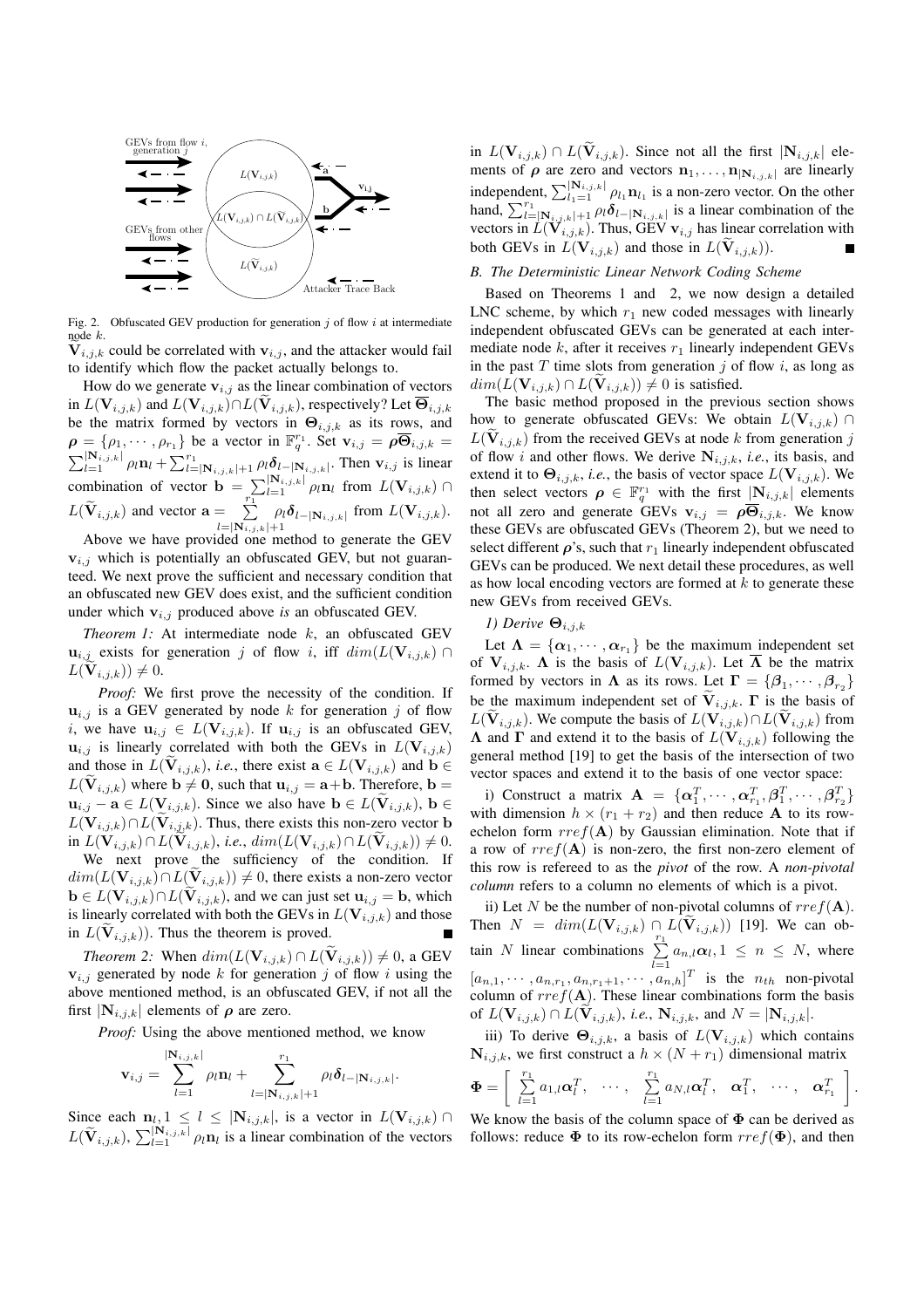Fig. 2. Obfuscated GEV production for generation $j$ of flow $i$ at intermediate node $k$.

$\widetilde{\mathbf{V}}_{i,j,k}$ could be correlated with $\mathbf{v}_{i,j}$, and the attacker would fail to identify which flow the packet actually belongs to.

How do we generate $\mathbf{v}_{i,j}$ as the linear combination of vectors in $L(\mathbf{V}_{i,j,k})$ and $L(\mathbf{V}_{i,j,k}) \cap L(\widetilde{\mathbf{V}}_{i,j,k})$, respectively? Let $\overline{\mathbf{\Theta}}_{i,j,k}$ be the matrix formed by vectors in $\mathbf{\Theta}_{i,j,k}$ as its rows, and $\boldsymbol{\rho} = \{\rho_1, \cdots, \rho_{r_1}\}$ be a vector in $\mathbb{F}_q^{r_1}$. Set $\mathbf{v}_{i,j} = \boldsymbol{\rho}\overline{\mathbf{\Theta}}_{i,j,k} = \sum_{l=1}^{|\mathbf{N}_{i,j,k}|} \rho_l \mathbf{n}_l + \sum_{l=|\mathbf{N}_{i,j,k}|+1}^{r_1} \rho_l \boldsymbol{\delta}_{l-|\mathbf{N}_{i,j,k}|}$. Then $\mathbf{v}_{i,j}$ is linear combination of vector $\mathbf{b} = \sum_{l=1}^{|\mathbf{N}_{i,j,k}|} \rho_l \mathbf{n}_l$ from $L(\mathbf{V}_{i,j,k}) \cap L(\widetilde{\mathbf{V}}_{i,j,k})$ and vector $\mathbf{a} = \sum_{l=|\mathbf{N}_{i,j,k}|+1}^{r_1} \rho_l \boldsymbol{\delta}_{l-|\mathbf{N}_{i,j,k}|}$ from $L(\mathbf{V}_{i,j,k})$.

Above we have provided one method to generate the GEV $\mathbf{v}_{i,j}$ which is potentially an obfuscated GEV, but not guaranteed. We next prove the sufficient and necessary condition that an obfuscated new GEV does exist, and the sufficient condition under which $\mathbf{v}_{i,j}$ produced above *is* an obfuscated GEV.

*Theorem 1:* At intermediate node $k$, an obfuscated GEV $\mathbf{u}_{i,j}$ exists for generation $j$ of flow $i$, iff $dim(L(\mathbf{V}_{i,j,k}) \cap L(\widetilde{\mathbf{V}}_{i,j,k})) \neq 0$.

*Proof:* We first prove the necessity of the condition. If $\mathbf{u}_{i,j}$ is a GEV generated by node $k$ for generation $j$ of flow $i$, we have $\mathbf{u}_{i,j} \in L(\mathbf{V}_{i,j,k})$. If $\mathbf{u}_{i,j}$ is an obfuscated GEV, $\mathbf{u}_{i,j}$ is linearly correlated with both the GEVs in $L(\mathbf{V}_{i,j,k})$ and those in $L(\widetilde{\mathbf{V}}_{i,j,k})$, *i.e.*, there exist $\mathbf{a} \in L(\mathbf{V}_{i,j,k})$ and $\mathbf{b} \in L(\widetilde{\mathbf{V}}_{i,j,k})$ where $\mathbf{b} \neq \mathbf{0}$, such that $\mathbf{u}_{i,j} = \mathbf{a}+\mathbf{b}$. Therefore, $\mathbf{b} = \mathbf{u}_{i,j} - \mathbf{a} \in L(\mathbf{V}_{i,j,k})$. Since we also have $\mathbf{b} \in L(\widetilde{\mathbf{V}}_{i,j,k})$, $\mathbf{b} \in L(\mathbf{V}_{i,j,k}) \cap L(\widetilde{\mathbf{V}}_{i,j,k})$. Thus, there exists this non-zero vector $\mathbf{b}$ in $L(\mathbf{V}_{i,j,k}) \cap L(\widetilde{\mathbf{V}}_{i,j,k})$, *i.e.*, $dim(L(\mathbf{V}_{i,j,k}) \cap L(\widetilde{\mathbf{V}}_{i,j,k})) \neq 0$.

We next prove the sufficiency of the condition. If $dim(L(\mathbf{V}_{i,j,k}) \cap L(\widetilde{\mathbf{V}}_{i,j,k})) \neq 0$, there exists a non-zero vector $\mathbf{b} \in L(\mathbf{V}_{i,j,k}) \cap L(\widetilde{\mathbf{V}}_{i,j,k})$, and we can just set $\mathbf{u}_{i,j} = \mathbf{b}$, which is linearly correlated with both the GEVs in $L(\mathbf{V}_{i,j,k})$ and those in $L(\widetilde{\mathbf{V}}_{i,j,k})$). Thus the theorem is proved. ■

*Theorem 2:* When $dim(L(\mathbf{V}_{i,j,k}) \cap L(\widetilde{\mathbf{V}}_{i,j,k})) \neq 0$, a GEV $\mathbf{v}_{i,j}$ generated by node $k$ for generation $j$ of flow $i$ using the above mentioned method, is an obfuscated GEV, if not all the first $|\mathbf{N}_{i,j,k}|$ elements of $\boldsymbol{\rho}$ are zero.

*Proof:* Using the above mentioned method, we know

$$\mathbf{v}_{i,j} = \sum_{l=1}^{|\mathbf{N}_{i,j,k}|} \rho_l \mathbf{n}_l + \sum_{l=|\mathbf{N}_{i,j,k}|+1}^{r_1} \rho_l \boldsymbol{\delta}_{l-|\mathbf{N}_{i,j,k}|}.$$

Since each $\mathbf{n}_l, 1 \leq l \leq |\mathbf{N}_{i,j,k}|$, is a vector in $L(\mathbf{V}_{i,j,k}) \cap L(\widetilde{\mathbf{V}}_{i,j,k})$, $\sum_{l=1}^{|\mathbf{N}_{i,j,k}|} \rho_l \mathbf{n}_l$ is a linear combination of the vectors in $L(\mathbf{V}_{i,j,k}) \cap L(\widetilde{\mathbf{V}}_{i,j,k})$. Since not all the first $|\mathbf{N}_{i,j,k}|$ elements of $\boldsymbol{\rho}$ are zero and vectors $\mathbf{n}_1, \ldots, \mathbf{n}_{|\mathbf{N}_{i,j,k}|}$ are linearly independent, $\sum_{l_1=1}^{|\mathbf{N}_{i,j,k}|} \rho_{l_1} \mathbf{n}_{l_1}$ is a non-zero vector. On the other hand, $\sum_{l=|\mathbf{N}_{i,j,k}|+1}^{r_1} \rho_l \boldsymbol{\delta}_{l-|\mathbf{N}_{i,j,k}|}$ is a linear combination of the vectors in $L(\mathbf{V}_{i,j,k})$. Thus, GEV $\mathbf{v}_{i,j}$ has linear correlation with both GEVs in $L(\mathbf{V}_{i,j,k})$ and those in $L(\widetilde{\mathbf{V}}_{i,j,k})$). ■

## B. The Deterministic Linear Network Coding Scheme

Based on Theorems 1 and 2, we now design a detailed LNC scheme, by which $r_1$ new coded messages with linearly independent obfuscated GEVs can be generated at each intermediate node $k$, after it receives $r_1$ linearly independent GEVs in the past $T$ time slots from generation $j$ of flow $i$, as long as $dim(L(\mathbf{V}_{i,j,k}) \cap L(\widetilde{\mathbf{V}}_{i,j,k})) \neq 0$ is satisfied.

The basic method proposed in the previous section shows how to generate obfuscated GEVs: We obtain $L(\mathbf{V}_{i,j,k}) \cap L(\widetilde{\mathbf{V}}_{i,j,k})$ from the received GEVs at node $k$ from generation $j$ of flow $i$ and other flows. We derive $\mathbf{N}_{i,j,k}$, *i.e.*, its basis, and extend it to $\mathbf{\Theta}_{i,j,k}$, *i.e.*, the basis of vector space $L(\mathbf{V}_{i,j,k})$. We then select vectors $\boldsymbol{\rho} \in \mathbb{F}_q^{r_1}$ with the first $|\mathbf{N}_{i,j,k}|$ elements not all zero and generate GEVs $\mathbf{v}_{i,j} = \boldsymbol{\rho}\overline{\mathbf{\Theta}}_{i,j,k}$. We know these GEVs are obfuscated GEVs (Theorem 2), but we need to select different $\boldsymbol{\rho}$'s, such that $r_1$ linearly independent obfuscated GEVs can be produced. We next detail these procedures, as well as how local encoding vectors are formed at $k$ to generate these new GEVs from received GEVs.

### 1) Derive $\mathbf{\Theta}_{i,j,k}$

Let $\mathbf{\Lambda} = \{\boldsymbol{\alpha}_1, \cdots, \boldsymbol{\alpha}_{r_1}\}$ be the maximum independent set of $\mathbf{V}_{i,j,k}$. $\mathbf{\Lambda}$ is the basis of $L(\mathbf{V}_{i,j,k})$. Let $\overline{\mathbf{\Lambda}}$ be the matrix formed by vectors in $\mathbf{\Lambda}$ as its rows. Let $\mathbf{\Gamma} = \{\boldsymbol{\beta}_1, \cdots, \boldsymbol{\beta}_{r_2}\}$ be the maximum independent set of $\widetilde{\mathbf{V}}_{i,j,k}$. $\mathbf{\Gamma}$ is the basis of $L(\widetilde{\mathbf{V}}_{i,j,k})$. We compute the basis of $L(\mathbf{V}_{i,j,k}) \cap L(\widetilde{\mathbf{V}}_{i,j,k})$ from $\mathbf{\Lambda}$ and $\mathbf{\Gamma}$ and extend it to the basis of $L(\mathbf{V}_{i,j,k})$ following the general method [19] to get the basis of the intersection of two vector spaces and extend it to the basis of one vector space:

i) Construct a matrix $\mathbf{A} = \{\boldsymbol{\alpha}_1^T, \cdots, \boldsymbol{\alpha}_{r_1}^T, \boldsymbol{\beta}_1^T, \cdots, \boldsymbol{\beta}_{r_2}^T\}$ with dimension $h \times (r_1 + r_2)$ and then reduce $\mathbf{A}$ to its row-echelon form $rref(\mathbf{A})$ by Gaussian elimination. Note that if a row of $rref(\mathbf{A})$ is non-zero, the first non-zero element of this row is refereed to as the *pivot* of the row. A *non-pivotal column* refers to a column no elements of which is a pivot.

ii) Let $N$ be the number of non-pivotal columns of $rref(\mathbf{A})$. Then $N = dim(L(\mathbf{V}_{i,j,k}) \cap L(\widetilde{\mathbf{V}}_{i,j,k}))$ [19]. We can obtain $N$ linear combinations $\sum_{l=1}^{r_1} a_{n,l}\boldsymbol{\alpha}_l, 1 \leq n \leq N$, where $[a_{n,1}, \cdots, a_{n,r_1}, a_{n,r_1+1}, \cdots, a_{n,h}]^T$ is the $n_{th}$ non-pivotal column of $rref(\mathbf{A})$. These linear combinations form the basis of $L(\mathbf{V}_{i,j,k}) \cap L(\widetilde{\mathbf{V}}_{i,j,k})$, *i.e.*, $\mathbf{N}_{i,j,k}$, and $N = |\mathbf{N}_{i,j,k}|$.

iii) To derive $\mathbf{\Theta}_{i,j,k}$, a basis of $L(\mathbf{V}_{i,j,k})$ which contains $\mathbf{N}_{i,j,k}$, we first construct a $h \times (N + r_1)$ dimensional matrix

$$\mathbf{\Phi} = \left[ \begin{array}{ccccccc} \sum_{l=1}^{r_1} a_{1,l}\boldsymbol{\alpha}_l^T, & \cdots, & \sum_{l=1}^{r_1} a_{N,l}\boldsymbol{\alpha}_l^T, & \boldsymbol{\alpha}_1^T, & \cdots, & \boldsymbol{\alpha}_{r_1}^T \end{array} \right].$$

We know the basis of the column space of $\mathbf{\Phi}$ can be derived as follows: reduce $\mathbf{\Phi}$ to its row-echelon form $rref(\mathbf{\Phi})$, and then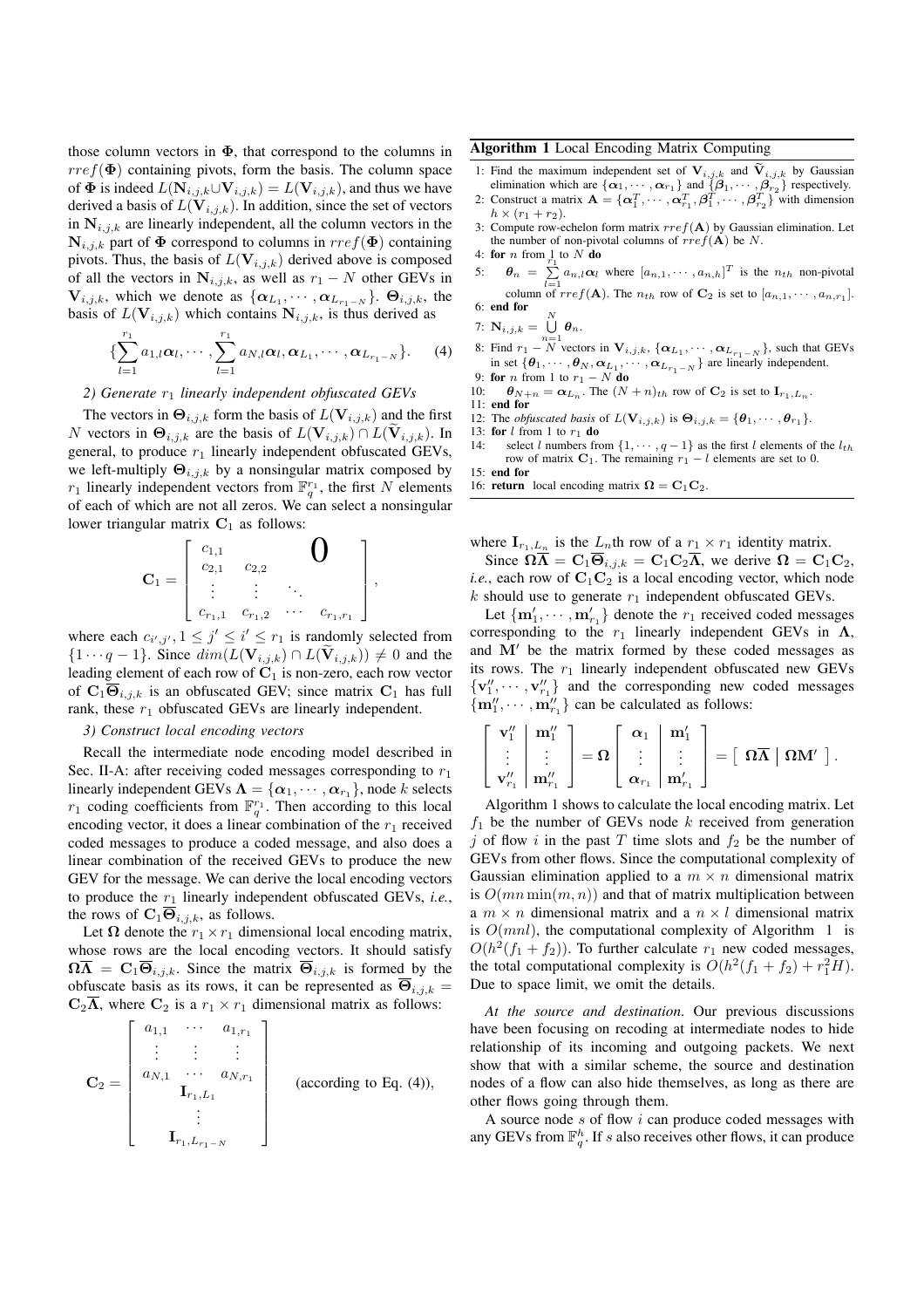those column vectors in $\mathbf{\Phi}$, that correspond to the columns in $rref(\mathbf{\Phi})$ containing pivots, form the basis. The column space of $\mathbf{\Phi}$ is indeed $L(\mathbf{N}_{i,j,k} \cup \mathbf{V}_{i,j,k}) = L(\mathbf{V}_{i,j,k})$, and thus we have derived a basis of $L(\mathbf{V}_{i,j,k})$. In addition, since the set of vectors in $\mathbf{N}_{i,j,k}$ are linearly independent, all the column vectors in the $\mathbf{N}_{i,j,k}$ part of $\mathbf{\Phi}$ correspond to columns in $rref(\mathbf{\Phi})$ containing pivots. Thus, the basis of $L(\mathbf{V}_{i,j,k})$ derived above is composed of all the vectors in $\mathbf{N}_{i,j,k}$, as well as $r_1 - N$ other GEVs in $\mathbf{V}_{i,j,k}$, which we denote as $\{\boldsymbol{\alpha}_{L_1}, \cdots, \boldsymbol{\alpha}_{L_{r_1-N}}\}$. $\mathbf{\Theta}_{i,j,k}$, the basis of $L(\mathbf{V}_{i,j,k})$ which contains $\mathbf{N}_{i,j,k}$, is thus derived as

$$\{\sum_{l=1}^{r_1} a_{1,l}\boldsymbol{\alpha}_l, \cdots, \sum_{l=1}^{r_1} a_{N,l}\boldsymbol{\alpha}_l, \boldsymbol{\alpha}_{L_1}, \cdots, \boldsymbol{\alpha}_{L_{r_1-N}}\}. \tag{4}$$

*2) Generate $r_1$ linearly independent obfuscated GEVs*

The vectors in $\mathbf{\Theta}_{i,j,k}$ form the basis of $L(\mathbf{V}_{i,j,k})$ and the first $N$ vectors in $\mathbf{\Theta}_{i,j,k}$ are the basis of $L(\mathbf{V}_{i,j,k}) \cap L(\widetilde{\mathbf{V}}_{i,j,k})$. In general, to produce $r_1$ linearly independent obfuscated GEVs, we left-multiply $\mathbf{\Theta}_{i,j,k}$ by a nonsingular matrix composed by $r_1$ linearly independent vectors from $\mathbb{F}_q^{r_1}$, the first $N$ elements of each of which are not all zeros. We can select a nonsingular lower triangular matrix $\mathbf{C}_1$ as follows:

$$\mathbf{C}_1 = \begin{bmatrix} c_{1,1} & & & \mathbf{0} \\ c_{2,1} & c_{2,2} & & \\ \vdots & \vdots & \ddots & \\ c_{r_1,1} & c_{r_1,2} & \cdots & c_{r_1,r_1} \end{bmatrix},$$

where each $c_{i',j'}, 1 \le j' \le i' \le r_1$ is randomly selected from $\{1 \cdots q-1\}$. Since $dim(L(\mathbf{V}_{i,j,k}) \cap L(\widetilde{\mathbf{V}}_{i,j,k})) \neq 0$ and the leading element of each row of $\mathbf{C}_1$ is non-zero, each row vector of $\mathbf{C}_1\overline{\mathbf{\Theta}}_{i,j,k}$ is an obfuscated GEV; since matrix $\mathbf{C}_1$ has full rank, these $r_1$ obfuscated GEVs are linearly independent.

*3) Construct local encoding vectors*

Recall the intermediate node encoding model described in Sec. II-A: after receiving coded messages corresponding to $r_1$ linearly independent GEVs $\mathbf{\Lambda} = \{\boldsymbol{\alpha}_1, \cdots, \boldsymbol{\alpha}_{r_1}\}$, node $k$ selects $r_1$ coding coefficients from $\mathbb{F}_q^{r_1}$ to this local encoding vector, it does a linear combination of the $r_1$ received coded messages to produce a coded message, and also does a linear combination of the received GEVs to produce the new GEV for the message. We can derive the local encoding vectors to produce the $r_1$ linearly independent obfuscated GEVs, *i.e.*, the rows of $\mathbf{C}_1\overline{\mathbf{\Theta}}_{i,j,k}$, as follows.

Let $\mathbf{\Omega}$ denote the $r_1 \times r_1$ dimensional local encoding matrix, whose rows are the local encoding vectors. It should satisfy $\mathbf{\Omega}\overline{\mathbf{\Lambda}} = \mathbf{C}_1\overline{\mathbf{\Theta}}_{i,j,k}$. Since the matrix $\overline{\mathbf{\Theta}}_{i,j,k}$ is formed by the obfuscate basis as its rows, it can be represented as $\overline{\mathbf{\Theta}}_{i,j,k} = \mathbf{C}_2\overline{\mathbf{\Lambda}}$, where $\mathbf{C}_2$ is a $r_1 \times r_1$ dimensional matrix as follows:

$$\mathbf{C}_2 = \begin{bmatrix} a_{1,1} & \cdots & a_{1,r_1} \\ \vdots & \vdots & \vdots \\ a_{N,1} & \cdots & a_{N,r_1} \\ & \mathbf{I}_{r_1,L_1} & \\ & \vdots & \\ & \mathbf{I}_{r_1,L_{r_1-N}} & \end{bmatrix} \quad \text{(according to Eq. (4))},$$

where $\mathbf{I}_{r_1,L_n}$ is the $L_n$th row of a $r_1 \times r_1$ identity matrix.

Since $\mathbf{\Omega}\overline{\mathbf{\Lambda}} = \mathbf{C}_1\overline{\mathbf{\Theta}}_{i,j,k} = \mathbf{C}_1\mathbf{C}_2\overline{\mathbf{\Lambda}}$, we derive $\mathbf{\Omega} = \mathbf{C}_1\mathbf{C}_2$, *i.e.*, each row of $\mathbf{C}_1\mathbf{C}_2$ is a local encoding vector, which node $k$ should use to generate $r_1$ independent obfuscated GEVs.

Let $\{\mathbf{m}'_1, \cdots, \mathbf{m}'_{r_1}\}$ denote the $r_1$ received coded messages corresponding to the $r_1$ linearly independent GEVs in $\mathbf{\Lambda}$, and $\mathbf{M}'$ be the matrix formed by these coded messages as its rows. The $r_1$ linearly independent obfuscated new GEVs $\{\mathbf{v}''_1, \cdots, \mathbf{v}''_{r_1}\}$ and the corresponding new coded messages $\{\mathbf{m}''_1, \cdots, \mathbf{m}''_{r_1}\}$ can be calculated as follows:

$$\left[\begin{array}{c|c} \mathbf{v}''_1 & \mathbf{m}''_1 \\ \vdots & \vdots \\ \mathbf{v}''_{r_1} & \mathbf{m}''_{r_1} \end{array}\right] = \mathbf{\Omega} \left[\begin{array}{c|c} \boldsymbol{\alpha}_1 & \mathbf{m}'_1 \\ \vdots & \vdots \\ \boldsymbol{\alpha}_{r_1} & \mathbf{m}'_{r_1} \end{array}\right] = \left[\begin{array}{c|c} \mathbf{\Omega}\overline{\mathbf{\Lambda}} & \mathbf{\Omega}\mathbf{M}' \end{array}\right].$$

Algorithm 1 shows to calculate the local encoding matrix. Let $f_1$ be the number of GEVs node $k$ received from generation $j$ of flow $i$ in the past $T$ time slots and $f_2$ be the number of GEVs from other flows. Since the computational complexity of Gaussian elimination applied to a $m \times n$ dimensional matrix is $O(mn\min(m,n))$ and that of matrix multiplication between a $m \times n$ dimensional matrix and a $n \times l$ dimensional matrix is $O(mnl)$, the computational complexity of Algorithm 1 is $O(h^2(f_1+f_2))$. To further calculate $r_1$ new coded messages, the total computational complexity is $O(h^2(f_1+f_2) + r_1^2 H)$. Due to space limit, we omit the details.

*At the source and destination.* Our previous discussions have been focusing on recoding at intermediate nodes to hide relationship of its incoming and outgoing packets. We next show that with a similar scheme, the source and destination nodes of a flow can also hide themselves, as long as there are other flows going through them.

A source node $s$ of flow $i$ can produce coded messages with any GEVs from $\mathbb{F}_q^h$. If $s$ also receives other flows, it can produce

**Algorithm 1** Local Encoding Matrix Computing

1: Find the maximum independent set of $\mathbf{V}_{i,j,k}$ and $\widetilde{\mathbf{V}}_{i,j,k}$ by Gaussian elimination which are $\{\boldsymbol{\alpha}_1, \cdots, \boldsymbol{\alpha}_{r_1}\}$ and $\{\boldsymbol{\beta}_1, \cdots, \boldsymbol{\beta}_{r_2}\}$ respectively.
2: Construct a matrix $\mathbf{A} = \{\boldsymbol{\alpha}_1^T, \cdots, \boldsymbol{\alpha}_{r_1}^T, \boldsymbol{\beta}_1^T, \cdots, \boldsymbol{\beta}_{r_2}^T\}$ with dimension $h \times (r_1 + r_2)$.
3: Compute row-echelon form matrix $rref(\mathbf{A})$ by Gaussian elimination. Let the number of non-pivotal columns of $rref(\mathbf{A})$ be $N$.
4: **for** $n$ from 1 to $N$ **do**
5: $\quad \boldsymbol{\theta}_n = \sum_{l=1}^{r_1} a_{n,l}\boldsymbol{\alpha}_l$ where $[a_{n,1}, \cdots, a_{n,h}]^T$ is the $n_{th}$ non-pivotal column of $rref(\mathbf{A})$. The $n_{th}$ row of $\mathbf{C}_2$ is set to $[a_{n,1}, \cdots, a_{n,r_1}]$.
6: **end for**
7: $\mathbf{N}_{i,j,k} = \bigcup_{n=1}^{N} \boldsymbol{\theta}_n$.
8: Find $r_1 - N$ vectors in $\mathbf{V}_{i,j,k}$, $\{\boldsymbol{\alpha}_{L_1}, \cdots, \boldsymbol{\alpha}_{L_{r_1-N}}\}$, such that GEVs in set $\{\boldsymbol{\theta}_1, \cdots, \boldsymbol{\theta}_N, \boldsymbol{\alpha}_{L_1}, \cdots, \boldsymbol{\alpha}_{L_{r_1-N}}\}$ are linearly independent.
9: **for** $n$ from 1 to $r_1 - N$ **do**
10: $\quad \boldsymbol{\theta}_{N+n} = \boldsymbol{\alpha}_{L_n}$. The $(N+n)_{th}$ row of $\mathbf{C}_2$ is set to $\mathbf{I}_{r_1,L_n}$.
11: **end for**
12: The *obfuscated basis* of $L(\mathbf{V}_{i,j,k})$ is $\mathbf{\Theta}_{i,j,k} = \{\boldsymbol{\theta}_1, \cdots, \boldsymbol{\theta}_{r_1}\}$.
13: **for** $l$ from 1 to $r_1$ **do**
14: $\quad$ select $l$ numbers from $\{1, \cdots, q-1\}$ as the first $l$ elements of the $l_{th}$ row of matrix $\mathbf{C}_1$. The remaining $r_1 - l$ elements are set to 0.
15: **end for**
16: **return** local encoding matrix $\mathbf{\Omega} = \mathbf{C}_1\mathbf{C}_2$.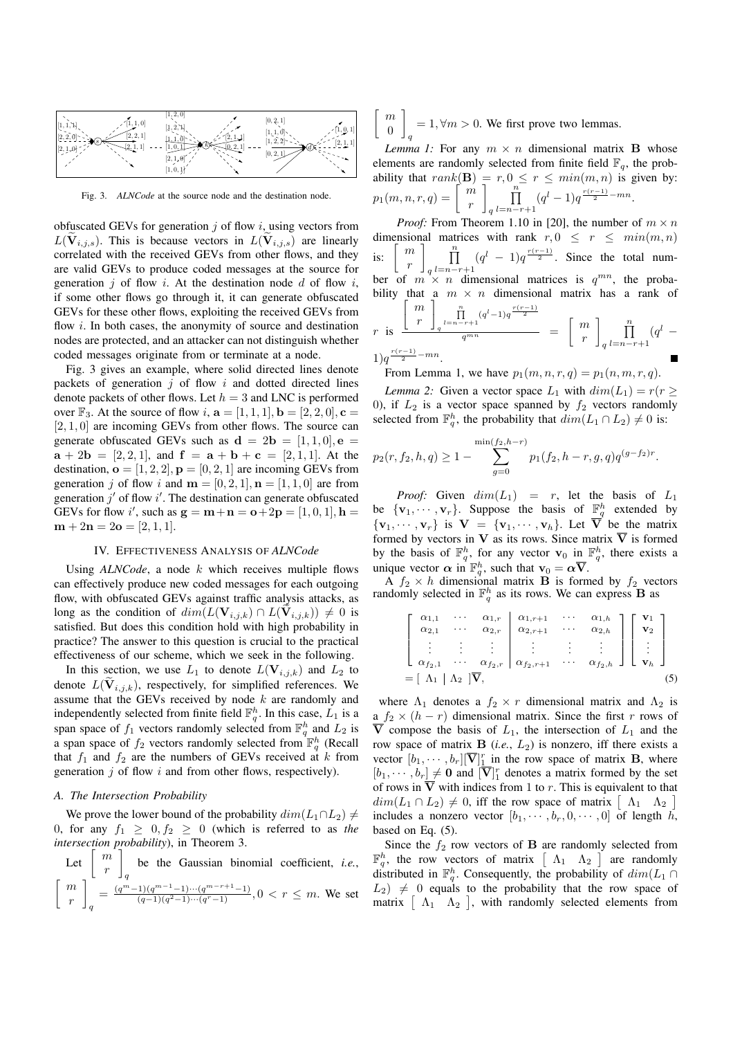Fig. 3. *ALNCode* at the source node and the destination node.

obfuscated GEVs for generation $j$ of flow $i$, using vectors from $L(\widetilde{\mathbf{V}}_{i,j,s})$. This is because vectors in $L(\widetilde{\mathbf{V}}_{i,j,s})$ are linearly correlated with the received GEVs from other flows, and they are valid GEVs to produce coded messages at the source for generation $j$ of flow $i$. At the destination node $d$ of flow $i$, if some other flows go through it, it can generate obfuscated GEVs for these other flows, exploiting the received GEVs from flow $i$. In both cases, the anonymity of source and destination nodes are protected, and an attacker can not distinguish whether coded messages originate from or terminate at a node.

Fig. 3 gives an example, where solid directed lines denote packets of generation $j$ of flow $i$ and dotted directed lines denote packets of other flows. Let $h = 3$ and LNC is performed over $\mathbb{F}_3$. At the source of flow $i$, $\mathbf{a} = [1, 1, 1], \mathbf{b} = [2, 2, 0], \mathbf{c} = [2, 1, 0]$ are incoming GEVs from other flows. The source can generate obfuscated GEVs such as $\mathbf{d} = 2\mathbf{b} = [1, 1, 0], \mathbf{e} = \mathbf{a} + 2\mathbf{b} = [2, 2, 1]$, and $\mathbf{f} = \mathbf{a} + \mathbf{b} + \mathbf{c} = [2, 1, 1]$. At the destination, $\mathbf{o} = [1, 2, 2], \mathbf{p} = [0, 2, 1]$ are incoming GEVs from generation $j$ of flow $i$ and $\mathbf{m} = [0, 2, 1], \mathbf{n} = [1, 1, 0]$ are from generation $j'$ of flow $i'$. The destination can generate obfuscated GEVs for flow $i'$, such as $\mathbf{g} = \mathbf{m}+\mathbf{n} = \mathbf{o}+2\mathbf{p} = [1, 0, 1], \mathbf{h} = \mathbf{m} + 2\mathbf{n} = 2\mathbf{o} = [2, 1, 1]$.

## IV. Effectiveness Analysis of *ALNCode*

Using *ALNCode*, a node $k$ which receives multiple flows can effectively produce new coded messages for each outgoing flow, with obfuscated GEVs against traffic analysis attacks, as long as the condition of $dim(L(\mathbf{V}_{i,j,k}) \cap L(\widetilde{\mathbf{V}}_{i,j,k})) \neq 0$ is satisfied. But does this condition hold with high probability in practice? The answer to this question is crucial to the practical effectiveness of our scheme, which we seek in the following.

In this section, we use $L_1$ to denote $L(\mathbf{V}_{i,j,k})$ and $L_2$ to denote $L(\widetilde{\mathbf{V}}_{i,j,k})$, respectively, for simplified references. We assume that the GEVs received by node $k$ are randomly and independently selected from finite field $\mathbb{F}_q^h$. In this case, $L_1$ is a span space of $f_1$ vectors randomly selected from $\mathbb{F}_q^h$ and $L_2$ is a span space of $f_2$ vectors randomly selected from $\mathbb{F}_q^h$ (Recall that $f_1$ and $f_2$ are the numbers of GEVs received at $k$ from generation $j$ of flow $i$ and from other flows, respectively).

### A. The Intersection Probability

We prove the lower bound of the probability $dim(L_1 \cap L_2) \neq 0$, for any $f_1 \geq 0, f_2 \geq 0$ (which is referred to as *the intersection probability*), in Theorem 3.

Let $\begin{bmatrix} m \\ r \end{bmatrix}_q$ be the Gaussian binomial coefficient, *i.e.*, $\begin{bmatrix} m \\ r \end{bmatrix}_q = \frac{(q^m-1)(q^{m-1}-1)\cdots(q^{m-r+1}-1)}{(q-1)(q^2-1)\cdots(q^r-1)}, 0 < r \leq m$. We set $\begin{bmatrix} m \\ 0 \end{bmatrix}_q = 1, \forall m > 0$. We first prove two lemmas.

*Lemma 1:* For any $m \times n$ dimensional matrix $\mathbf{B}$ whose elements are randomly selected from finite field $\mathbb{F}_q$, the probability that $rank(\mathbf{B}) = r, 0 \leq r \leq min(m, n)$ is given by: $p_1(m, n, r, q) = \begin{bmatrix} m \\ r \end{bmatrix}_q \prod_{l=n-r+1}^{n} (q^l - 1)q^{\frac{r(r-1)}{2} - mn}$.

*Proof:* From Theorem 1.10 in [20], the number of $m \times n$ dimensional matrices with rank $r, 0 \leq r \leq min(m, n)$ is: $\begin{bmatrix} m \\ r \end{bmatrix}_q \prod_{l=n-r+1}^{n} (q^l - 1)q^{\frac{r(r-1)}{2}}$. Since the total number of $m \times n$ dimensional matrices is $q^{mn}$, the probability that a $m \times n$ dimensional matrix has a rank of $r$ is $\frac{\begin{bmatrix} m \\ r \end{bmatrix}_q \prod_{l=n-r+1}^{n}(q^l-1)q^{\frac{r(r-1)}{2}}}{q^{mn}} = \begin{bmatrix} m \\ r \end{bmatrix}_q \prod_{l=n-r+1}^{n} (q^l - 1)q^{\frac{r(r-1)}{2} - mn}$. ■

From Lemma 1, we have $p_1(m, n, r, q) = p_1(n, m, r, q)$.

*Lemma 2:* Given a vector space $L_1$ with $dim(L_1) = r(r \geq 0)$, if $L_2$ is a vector space spanned by $f_2$ vectors randomly selected from $\mathbb{F}_q^h$, the probability that $dim(L_1 \cap L_2) \neq 0$ is:

$$p_2(r, f_2, h, q) \geq 1 - \sum_{g=0}^{\min(f_2, h-r)} p_1(f_2, h - r, g, q)q^{(g-f_2)r}.$$

*Proof:* Given $dim(L_1) = r$, let the basis of $L_1$ be $\{\mathbf{v}_1, \cdots, \mathbf{v}_r\}$. Suppose the basis of $\mathbb{F}_q^h$ extended by $\{\mathbf{v}_1, \cdots, \mathbf{v}_r\}$ is $\mathbf{V} = \{\mathbf{v}_1, \cdots, \mathbf{v}_h\}$. Let $\overline{\mathbf{V}}$ be the matrix formed by vectors in $\mathbf{V}$ as its rows. Since matrix $\overline{\mathbf{V}}$ is formed by the basis of $\mathbb{F}_q^h$, for any vector $\mathbf{v}_0$ in $\mathbb{F}_q^h$, there exists a unique vector $\boldsymbol{\alpha}$ in $\mathbb{F}_q^h$, such that $\mathbf{v}_0 = \boldsymbol{\alpha}\overline{\mathbf{V}}$.

A $f_2 \times h$ dimensional matrix $\mathbf{B}$ is formed by $f_2$ vectors randomly selected in $\mathbb{F}_q^h$ as its rows. We can express $\mathbf{B}$ as

$$\left[\begin{array}{ccc|ccc} \alpha_{1,1} & \cdots & \alpha_{1,r} & \alpha_{1,r+1} & \cdots & \alpha_{1,h} \\ \alpha_{2,1} & \cdots & \alpha_{2,r} & \alpha_{2,r+1} & \cdots & \alpha_{2,h} \\ \vdots & \vdots & \vdots & \vdots & \vdots & \vdots \\ \alpha_{f_2,1} & \cdots & \alpha_{f_2,r} & \alpha_{f_2,r+1} & \cdots & \alpha_{f_2,h} \end{array}\right] \begin{bmatrix} \mathbf{v}_1 \\ \mathbf{v}_2 \\ \vdots \\ \mathbf{v}_h \end{bmatrix} = [\ \Lambda_1 \mid \Lambda_2\ ]\overline{\mathbf{V}}, \tag{5}$$

where $\Lambda_1$ denotes a $f_2 \times r$ dimensional matrix and $\Lambda_2$ is a $f_2 \times (h - r)$ dimensional matrix. Since the first $r$ rows of $\overline{\mathbf{V}}$ compose the basis of $L_1$, the intersection of $L_1$ and the row space of matrix $\mathbf{B}$ (*i.e.*, $L_2$) is nonzero, iff there exists a vector $[b_1, \cdots, b_r][\overline{\mathbf{V}}]_1^r$ in the row space of matrix $\mathbf{B}$, where $[b_1, \cdots, b_r] \neq \mathbf{0}$ and $[\overline{\mathbf{V}}]_1^r$ denotes a matrix formed by the set of rows in $\overline{\mathbf{V}}$ with indices from 1 to $r$. This is equivalent to that $dim(L_1 \cap L_2) \neq 0$, iff the row space of matrix $\left[\ \Lambda_1 \quad \Lambda_2\ \right]$ includes a nonzero vector $[b_1, \cdots, b_r, 0, \cdots, 0]$ of length $h$, based on Eq. (5).

Since the $f_2$ row vectors of $\mathbf{B}$ are randomly selected from $\mathbb{F}_q^h$, the row vectors of matrix $\left[\ \Lambda_1 \quad \Lambda_2\ \right]$ are randomly distributed in $\mathbb{F}_q^h$. Consequently, the probability of $dim(L_1 \cap L_2) \neq 0$ equals to the probability that the row space of matrix $\left[\ \Lambda_1 \quad \Lambda_2\ \right]$, with randomly selected elements from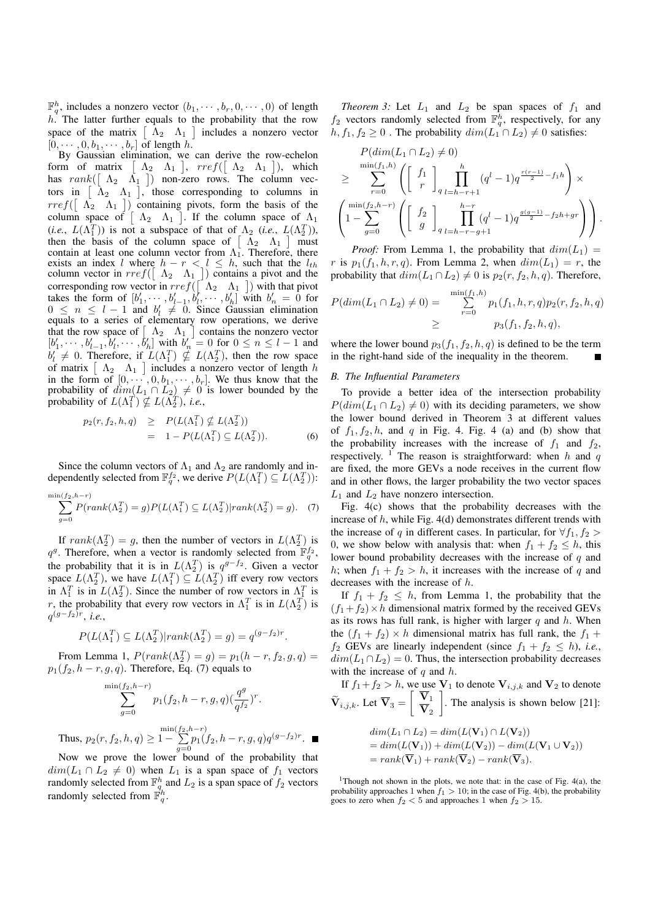$\mathbb{F}_q^h$, includes a nonzero vector $(b_1, \cdots, b_r, 0, \cdots, 0)$ of length $h$. The latter further equals to the probability that the row space of the matrix $\left[\begin{array}{cc}\Lambda_2 & \Lambda_1\end{array}\right]$ includes a nonzero vector $[0, \cdots, 0, b_1, \cdots, b_r]$ of length $h$.

By Gaussian elimination, we can derive the row-echelon form of matrix $\left[\begin{array}{cc}\Lambda_2 & \Lambda_1\end{array}\right]$, $rref(\left[\begin{array}{cc}\Lambda_2 & \Lambda_1\end{array}\right])$, which has $rank(\left[\begin{array}{cc}\Lambda_2 & \Lambda_1\end{array}\right])$ non-zero rows. The column vectors in $\left[\begin{array}{cc}\Lambda_2 & \Lambda_1\end{array}\right]$, those corresponding to columns in $rref(\left[\begin{array}{cc}\Lambda_2 & \Lambda_1\end{array}\right])$ containing pivots, form the basis of the column space of $\left[\begin{array}{cc}\Lambda_2 & \Lambda_1\end{array}\right]$. If the column space of $\Lambda_1$ (*i.e.*, $L(\Lambda_1^T)$) is not a subspace of that of $\Lambda_2$ (*i.e.*, $L(\Lambda_2^T)$), then the basis of the column space of $\left[\begin{array}{cc}\Lambda_2 & \Lambda_1\end{array}\right]$ must contain at least one column vector from $\Lambda_1$. Therefore, there exists an index $l$ where $h - r < l \leq h$, such that the $l_{th}$ column vector in $rref(\left[\begin{array}{cc}\Lambda_2 & \Lambda_1\end{array}\right])$ contains a pivot and the corresponding row vector in $rref(\left[\begin{array}{cc}\Lambda_2 & \Lambda_1\end{array}\right])$ with that pivot takes the form of $[b'_1, \cdots, b'_{l-1}, b'_l, \cdots, b'_h]$ with $b'_n = 0$ for $0 \leq n \leq l-1$ and $b'_l \neq 0$. Since Gaussian elimination equals to a series of elementary row operations, we derive that the row space of $\left[\begin{array}{cc}\Lambda_2 & \Lambda_1\end{array}\right]$ contains the nonzero vector $[b'_1, \cdots, b'_{l-1}, b'_l, \cdots, b'_h]$ with $b'_n = 0$ for $0 \leq n \leq l-1$ and $b'_l \neq 0$. Therefore, if $L(\Lambda_1^T) \nsubseteq L(\Lambda_2^T)$, then the row space of matrix $\left[\begin{array}{cc}\Lambda_2 & \Lambda_1\end{array}\right]$ includes a nonzero vector of length $h$ in the form of $[0, \cdots, 0, b_1, \cdots, b_r]$. We thus know that the probability of $dim(L_1 \cap L_2) \neq 0$ is lower bounded by the probability of $L(\Lambda_1^T) \nsubseteq L(\Lambda_2^T)$, *i.e.*,

$$
\begin{aligned}
p_2(r, f_2, h, q) &\geq P(L(\Lambda_1^T) \nsubseteq L(\Lambda_2^T)) \\
&= 1 - P(L(\Lambda_1^T) \subseteq L(\Lambda_2^T)). \qquad (6)
\end{aligned}
$$

Since the column vectors of $\Lambda_1$ and $\Lambda_2$ are randomly and independently selected from $\mathbb{F}_q^{f_2}$, we derive $P(L(\Lambda_1^T) \subseteq L(\Lambda_2^T))$:

$$
\sum_{g=0}^{\min(f_2, h-r)} P(rank(\Lambda_2^T) = g) P(L(\Lambda_1^T) \subseteq L(\Lambda_2^T) | rank(\Lambda_2^T) = g). \quad (7)
$$

If $rank(\Lambda_2^T) = g$, then the number of vectors in $L(\Lambda_2^T)$ is $q^g$. Therefore, when a vector is randomly selected from $\mathbb{F}_q^{f_2}$, the probability that it is in $L(\Lambda_2^T)$ is $q^{g-f_2}$. Given a vector space $L(\Lambda_2^T)$, we have $L(\Lambda_1^T) \subseteq L(\Lambda_2^T)$ iff every row vectors in $\Lambda_1^T$ is in $L(\Lambda_2^T)$. Since the number of row vectors in $\Lambda_1^T$ is $r$, the probability that every row vectors in $\Lambda_1^T$ is in $L(\Lambda_2^T)$ is $q^{(g-f_2)r}$, *i.e.*,

$$
P(L(\Lambda_1^T) \subseteq L(\Lambda_2^T) | rank(\Lambda_2^T) = g) = q^{(g-f_2)r}.
$$

From Lemma 1, $P(rank(\Lambda_2^T) = g) = p_1(h - r, f_2, g, q) = p_1(f_2, h - r, g, q)$. Therefore, Eq. (7) equals to

$$
\sum_{g=0}^{\min(f_2, h-r)} p_1(f_2, h-r, g, q) \left(\frac{q^g}{q^{f_2}}\right)^r.
$$

Thus, $p_2(r, f_2, h, q) \geq 1 - \sum_{g=0}^{\min(f_2, h-r)} p_1(f_2, h-r, g, q) q^{(g-f_2)r}$. ∎

Now we prove the lower bound of the probability that $dim(L_1 \cap L_2 \neq 0)$ when $L_1$ is a span space of $f_1$ vectors randomly selected from $\mathbb{F}_q^h$ and $L_2$ is a span space of $f_2$ vectors randomly selected from $\mathbb{F}_q^h$.

*Theorem 3:* Let $L_1$ and $L_2$ be span spaces of $f_1$ and $f_2$ vectors randomly selected from $\mathbb{F}_q^h$, respectively, for any $h, f_1, f_2 \geq 0$ . The probability $dim(L_1 \cap L_2) \neq 0$ satisfies:

$$
\begin{aligned}
& P(dim(L_1 \cap L_2) \neq 0) \\
\geq & \sum_{r=0}^{\min(f_1, h)} \left( \left[ \begin{array}{c} f_1 \\ r \end{array} \right]_q \prod_{l=h-r+1}^{h} (q^l - 1) q^{\frac{r(r-1)}{2} - f_1 h} \right) \times \\
& \left( 1 - \sum_{g=0}^{\min(f_2, h-r)} \left( \left[ \begin{array}{c} f_2 \\ g \end{array} \right]_q \prod_{l=h-r-g+1}^{h-r} (q^l - 1) q^{\frac{g(g-1)}{2} - f_2 h + gr} \right) \right).
\end{aligned}
$$

*Proof:* From Lemma 1, the probability that $dim(L_1) = r$ is $p_1(f_1, h, r, q)$. From Lemma 2, when $dim(L_1) = r$, the probability that $dim(L_1 \cap L_2) \neq 0$ is $p_2(r, f_2, h, q)$. Therefore,

$$
\begin{aligned}
P(dim(L_1 \cap L_2) \neq 0) &= \sum_{r=0}^{\min(f_1, h)} p_1(f_1, h, r, q) p_2(r, f_2, h, q) \\
&\geq p_3(f_1, f_2, h, q),
\end{aligned}
$$

where the lower bound $p_3(f_1, f_2, h, q)$ is defined to be the term in the right-hand side of the inequality in the theorem. ∎

### B. The Influential Parameters

To provide a better idea of the intersection probability $P(dim(L_1 \cap L_2) \neq 0)$ with its deciding parameters, we show the lower bound derived in Theorem 3 at different values of $f_1, f_2, h$, and $q$ in Fig. 4. Fig. 4 (a) and (b) show that the probability increases with the increase of $f_1$ and $f_2$, respectively. [1] The reason is straightforward: when $h$ and $q$ are fixed, the more GEVs a node receives in the current flow and in other flows, the larger probability the two vector spaces $L_1$ and $L_2$ have nonzero intersection.

Fig. 4(c) shows that the probability decreases with the increase of $h$, while Fig. 4(d) demonstrates different trends with the increase of $q$ in different cases. In particular, for $\forall f_1, f_2 > 0$, we show below with analysis that: when $f_1 + f_2 \leq h$, this lower bound probability decreases with the increase of $q$ and $h$; when $f_1 + f_2 > h$, it increases with the increase of $q$ and decreases with the increase of $h$.

If $f_1 + f_2 \leq h$, from Lemma 1, the probability that the $(f_1 + f_2) \times h$ dimensional matrix formed by the received GEVs as its rows has full rank, is higher with larger $q$ and $h$. When the $(f_1 + f_2) \times h$ dimensional matrix has full rank, the $f_1 + f_2$ GEVs are linearly independent (since $f_1 + f_2 \leq h$), *i.e.*, $dim(L_1 \cap L_2) = 0$. Thus, the intersection probability decreases with the increase of $q$ and $h$.

If $f_1 + f_2 > h$, we use $\mathbf{V}_1$ to denote $\mathbf{V}_{i,j,k}$ and $\mathbf{V}_2$ to denote $\widetilde{\mathbf{V}}_{i,j,k}$. Let $\overline{\mathbf{V}}_3 = \left[ \begin{array}{c} \overline{\mathbf{V}}_1 \\ \overline{\mathbf{V}}_2 \end{array} \right]$. The analysis is shown below [21]:

$$
\begin{aligned}
& dim(L_1 \cap L_2) = dim(L(\mathbf{V}_1) \cap L(\mathbf{V}_2)) \\
& = dim(L(\mathbf{V}_1)) + dim(L(\mathbf{V}_2)) - dim(L(\mathbf{V}_1 \cup \mathbf{V}_2)) \\
& = rank(\overline{\mathbf{V}}_1) + rank(\overline{\mathbf{V}}_2) - rank(\overline{\mathbf{V}}_3).
\end{aligned}
$$

[1] Though not shown in the plots, we note that: in the case of Fig. 4(a), the probability approaches 1 when $f_1 > 10$; in the case of Fig. 4(b), the probability goes to zero when $f_2 < 5$ and approaches 1 when $f_2 > 15$.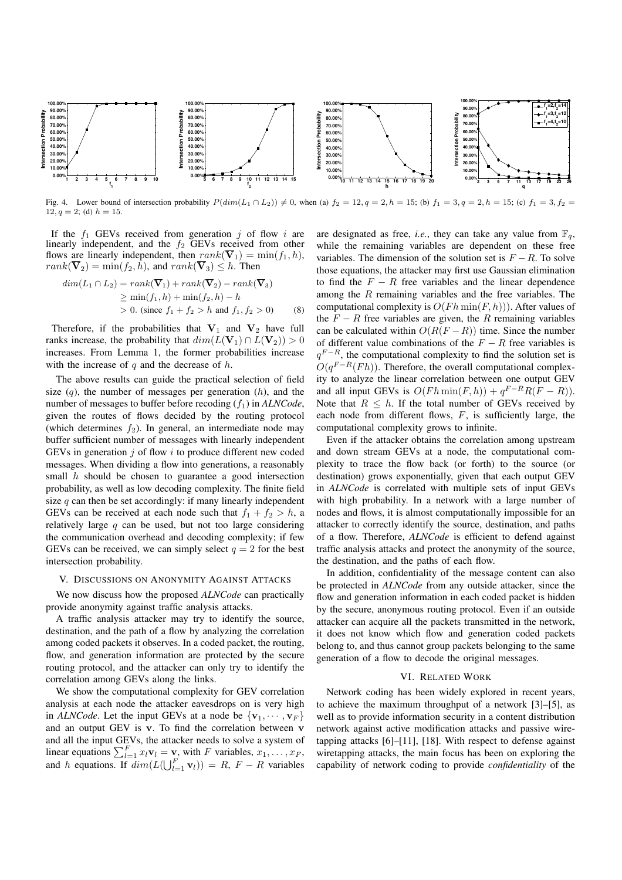Fig. 4. Lower bound of intersection probability $P(dim(L_1 \cap L_2)) \neq 0$, when (a) $f_2 = 12, q = 2, h = 15$; (b) $f_1 = 3, q = 2, h = 15$; (c) $f_1 = 3, f_2 = 12, q = 2$; (d) $h = 15$.

If the $f_1$ GEVs received from generation $j$ of flow $i$ are linearly independent, and the $f_2$ GEVs received from other flows are linearly independent, then $rank(\overline{\mathbf{V}}_1) = \min(f_1, h)$, $rank(\overline{\mathbf{V}}_2) = \min(f_2, h)$, and $rank(\overline{\mathbf{V}}_3) \leq h$. Then

$$
\begin{aligned}
dim(L_1 \cap L_2) &= rank(\overline{\mathbf{V}}_1) + rank(\overline{\mathbf{V}}_2) - rank(\overline{\mathbf{V}}_3) \\
&\geq \min(f_1, h) + \min(f_2, h) - h \\
&> 0. \text{ (since } f_1 + f_2 > h \text{ and } f_1, f_2 > 0) \qquad (8)
\end{aligned}
$$

Therefore, if the probabilities that $\mathbf{V}_1$ and $\mathbf{V}_2$ have full ranks increase, the probability that $dim(L(\mathbf{V}_1) \cap L(\mathbf{V}_2)) > 0$ increases. From Lemma 1, the former probabilities increase with the increase of $q$ and the decrease of $h$.

The above results can guide the practical selection of field size ($q$), the number of messages per generation ($h$), and the number of messages to buffer before recoding ($f_1$) in *ALNCode*, given the routes of flows decided by the routing protocol (which determines $f_2$). In general, an intermediate node may buffer sufficient number of messages with linearly independent GEVs in generation $j$ of flow $i$ to produce different new coded messages. When dividing a flow into generations, a reasonably small $h$ should be chosen to guarantee a good intersection probability, as well as low decoding complexity. The finite field size $q$ can then be set accordingly: if many linearly independent GEVs can be received at each node such that $f_1 + f_2 > h$, a relatively large $q$ can be used, but not too large considering the communication overhead and decoding complexity; if few GEVs can be received, we can simply select $q = 2$ for the best intersection probability.

## V. Discussions on Anonymity Against Attacks

We now discuss how the proposed *ALNCode* can practically provide anonymity against traffic analysis attacks.

A traffic analysis attacker may try to identify the source, destination, and the path of a flow by analyzing the correlation among coded packets it observes. In a coded packet, the routing, flow, and generation information are protected by the secure routing protocol, and the attacker can only try to identify the correlation among GEVs along the links.

We show the computational complexity for GEV correlation analysis at each node the attacker eavesdrops on is very high in *ALNCode*. Let the input GEVs at a node be $\{\mathbf{v}_1, \cdots, \mathbf{v}_F\}$ and an output GEV is $\mathbf{v}$. To find the correlation between $\mathbf{v}$ and all the input GEVs, the attacker needs to solve a system of linear equations $\sum_{l=1}^{F} x_l \mathbf{v}_l = \mathbf{v}$, with $F$ variables, $x_1, \ldots, x_F$, and $h$ equations. If $dim(L(\bigcup_{l=1}^{F} \mathbf{v}_l)) = R$, $F - R$ variables are designated as free, *i.e.*, they can take any value from $\mathbb{F}_q$, while the remaining variables are dependent on these free variables. The dimension of the solution set is $F - R$. To solve those equations, the attacker may first use Gaussian elimination to find the $F - R$ free variables and the linear dependence among the $R$ remaining variables and the free variables. The computational complexity is $O(Fh \min(F, h))$. After values of the $F - R$ free variables are given, the $R$ remaining variables can be calculated within $O(R(F - R))$ time. Since the number of different value combinations of the $F - R$ free variables is $q^{F-R}$, the computational complexity to find the solution set is $O(q^{F-R}(Fh))$. Therefore, the overall computational complexity to analyze the linear correlation between one output GEV and all input GEVs is $O(Fh \min(F, h)) + q^{F-R} R(F - R))$. Note that $R \leq h$. If the total number of GEVs received by each node from different flows, $F$, is sufficiently large, the computational complexity grows to infinite.

Even if the attacker obtains the correlation among upstream and down stream GEVs at a node, the computational complexity to trace the flow back (or forth) to the source (or destination) grows exponentially, given that each output GEV in *ALNCode* is correlated with multiple sets of input GEVs with high probability. In a network with a large number of nodes and flows, it is almost computationally impossible for an attacker to correctly identify the source, destination, and paths of a flow. Therefore, *ALNCode* is efficient to defend against traffic analysis attacks and protect the anonymity of the source, the destination, and the paths of each flow.

In addition, confidentiality of the message content can also be protected in *ALNCode* from any outside attacker, since the flow and generation information in each coded packet is hidden by the secure, anonymous routing protocol. Even if an outside attacker can acquire all the packets transmitted in the network, it does not know which flow and generation coded packets belong to, and thus cannot group packets belonging to the same generation of a flow to decode the original messages.

## VI. Related Work

Network coding has been widely explored in recent years, to achieve the maximum throughput of a network [3]–[5], as well as to provide information security in a content distribution network against active modification attacks and passive wiretapping attacks [6]–[11], [18]. With respect to defense against wiretapping attacks, the main focus has been on exploring the capability of network coding to provide *confidentiality* of the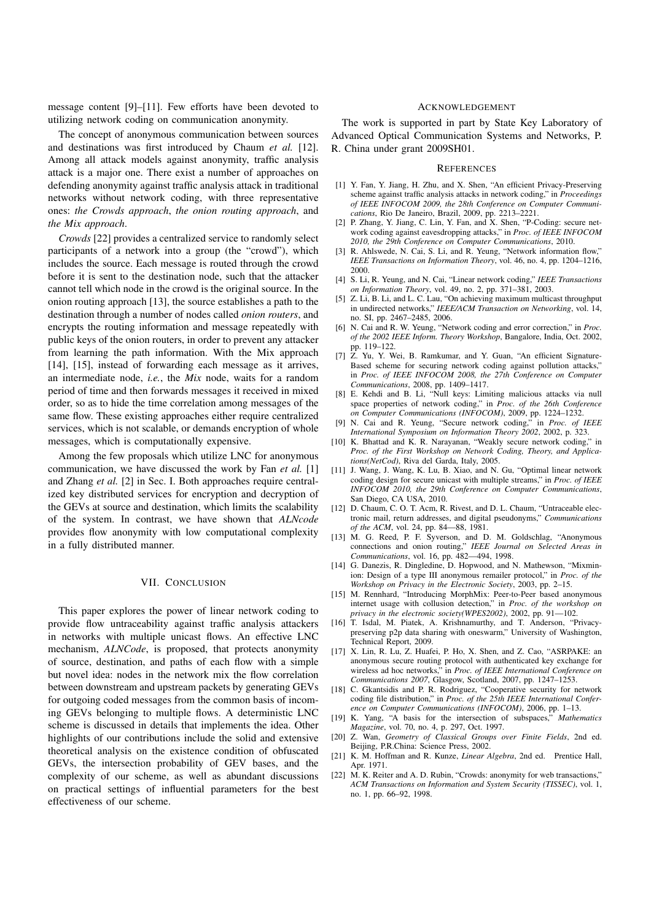message content [9]–[11]. Few efforts have been devoted to utilizing network coding on communication anonymity.

The concept of anonymous communication between sources and destinations was first introduced by Chaum *et al.* [12]. Among all attack models against anonymity, traffic analysis attack is a major one. There exist a number of approaches on defending anonymity against traffic analysis attack in traditional networks without network coding, with three representative ones: *the Crowds approach*, *the onion routing approach*, and *the Mix approach*.

*Crowds* [22] provides a centralized service to randomly select participants of a network into a group (the "crowd"), which includes the source. Each message is routed through the crowd before it is sent to the destination node, such that the attacker cannot tell which node in the crowd is the original source. In the onion routing approach [13], the source establishes a path to the destination through a number of nodes called *onion routers*, and encrypts the routing information and message repeatedly with public keys of the onion routers, in order to prevent any attacker from learning the path information. With the Mix approach [14], [15], instead of forwarding each message as it arrives, an intermediate node, *i.e.*, the *Mix* node, waits for a random period of time and then forwards messages it received in mixed order, so as to hide the time correlation among messages of the same flow. These existing approaches either require centralized services, which is not scalable, or demands encryption of whole messages, which is computationally expensive.

Among the few proposals which utilize LNC for anonymous communication, we have discussed the work by Fan *et al.* [1] and Zhang *et al.* [2] in Sec. I. Both approaches require centralized key distributed services for encryption and decryption of the GEVs at source and destination, which limits the scalability of the system. In contrast, we have shown that *ALNcode* provides flow anonymity with low computational complexity in a fully distributed manner.

## VII. Conclusion

This paper explores the power of linear network coding to provide flow untraceability against traffic analysis attackers in networks with multiple unicast flows. An effective LNC mechanism, *ALNCode*, is proposed, that protects anonymity of source, destination, and paths of each flow with a simple but novel idea: nodes in the network mix the flow correlation between downstream and upstream packets by generating GEVs for outgoing coded messages from the common basis of incoming GEVs belonging to multiple flows. A deterministic LNC scheme is discussed in details that implements the idea. Other highlights of our contributions include the solid and extensive theoretical analysis on the existence condition of obfuscated GEVs, the intersection probability of GEV bases, and the complexity of our scheme, as well as abundant discussions on practical settings of influential parameters for the best effectiveness of our scheme.

## Acknowledgement

The work is supported in part by State Key Laboratory of Advanced Optical Communication Systems and Networks, P. R. China under grant 2009SH01.

## References

[1] Y. Fan, Y. Jiang, H. Zhu, and X. Shen, "An efficient Privacy-Preserving scheme against traffic analysis attacks in network coding," in *Proceedings of IEEE INFOCOM 2009, the 28th Conference on Computer Communications*, Rio De Janeiro, Brazil, 2009, pp. 2213–2221.

[2] P. Zhang, Y. Jiang, C. Lin, Y. Fan, and X. Shen, "P-Coding: secure network coding against eavesdropping attacks," in *Proc. of IEEE INFOCOM 2010, the 29th Conference on Computer Communications*, 2010.

[3] R. Ahlswede, N. Cai, S. Li, and R. Yeung, "Network information flow," *IEEE Transactions on Information Theory*, vol. 46, no. 4, pp. 1204–1216, 2000.

[4] S. Li, R. Yeung, and N. Cai, "Linear network coding," *IEEE Transactions on Information Theory*, vol. 49, no. 2, pp. 371–381, 2003.

[5] Z. Li, B. Li, and L. C. Lau, "On achieving maximum multicast throughput in undirected networks," *IEEE/ACM Transaction on Networking*, vol. 14, no. SI, pp. 2467–2485, 2006.

[6] N. Cai and R. W. Yeung, "Network coding and error correction," in *Proc. of the 2002 IEEE Inform. Theory Workshop*, Bangalore, India, Oct. 2002, pp. 119–122.

[7] Z. Yu, Y. Wei, B. Ramkumar, and Y. Guan, "An efficient Signature-Based scheme for securing network coding against pollution attacks," in *Proc. of IEEE INFOCOM 2008, the 27th Conference on Computer Communications*, 2008, pp. 1409–1417.

[8] E. Kehdi and B. Li, "Null keys: Limiting malicious attacks via null space properties of network coding," in *Proc. of the 26th Conference on Computer Communications (INFOCOM)*, 2009, pp. 1224–1232.

[9] N. Cai and R. Yeung, "Secure network coding," in *Proc. of IEEE International Symposium on Information Theory 2002*, 2002, p. 323.

[10] K. Bhattad and K. R. Narayanan, "Weakly secure network coding," in *Proc. of the First Workshop on Network Coding, Theory, and Applications(NetCod)*, Riva del Garda, Italy, 2005.

[11] J. Wang, J. Wang, K. Lu, B. Xiao, and N. Gu, "Optimal linear network coding design for secure unicast with multiple streams," in *Proc. of IEEE INFOCOM 2010, the 29th Conference on Computer Communications*, San Diego, CA USA, 2010.

[12] D. Chaum, C. O. T. Acm, R. Rivest, and D. L. Chaum, "Untraceable electronic mail, return addresses, and digital pseudonyms," *Communications of the ACM*, vol. 24, pp. 84—88, 1981.

[13] M. G. Reed, P. F. Syverson, and D. M. Goldschlag, "Anonymous connections and onion routing," *IEEE Journal on Selected Areas in Communications*, vol. 16, pp. 482—494, 1998.

[14] G. Danezis, R. Dingledine, D. Hopwood, and N. Mathewson, "Mixminion: Design of a type III anonymous remailer protocol," in *Proc. of the Workshop on Privacy in the Electronic Society*, 2003, pp. 2–15.

[15] M. Rennhard, "Introducing MorphMix: Peer-to-Peer based anonymous internet usage with collusion detection," in *Proc. of the workshop on privacy in the electronic society(WPES2002)*, 2002, pp. 91—102.

[16] T. Isdal, M. Piatek, A. Krishnamurthy, and T. Anderson, "Privacy-preserving p2p data sharing with oneswarm," University of Washington, Technical Report, 2009.

[17] X. Lin, R. Lu, Z. Huafei, P. Ho, X. Shen, and Z. Cao, "ASRPAKE: an anonymous secure routing protocol with authenticated key exchange for wireless ad hoc networks," in *Proc. of IEEE International Conference on Communications 2007*, Glasgow, Scotland, 2007, pp. 1247–1253.

[18] C. Gkantsidis and P. R. Rodriguez, "Cooperative security for network coding file distribution," in *Proc. of the 25th IEEE International Conference on Computer Communications (INFOCOM)*, 2006, pp. 1–13.

[19] K. Yang, "A basis for the intersection of subspaces," *Mathematics Magazine*, vol. 70, no. 4, p. 297, Oct. 1997.

[20] Z. Wan, *Geometry of Classical Groups over Finite Fields*, 2nd ed. Beijing, P.R.China: Science Press, 2002.

[21] K. M. Hoffman and R. Kunze, *Linear Algebra*, 2nd ed. Prentice Hall, Apr. 1971.

[22] M. K. Reiter and A. D. Rubin, "Crowds: anonymity for web transactions," *ACM Transactions on Information and System Security (TISSEC)*, vol. 1, no. 1, pp. 66–92, 1998.